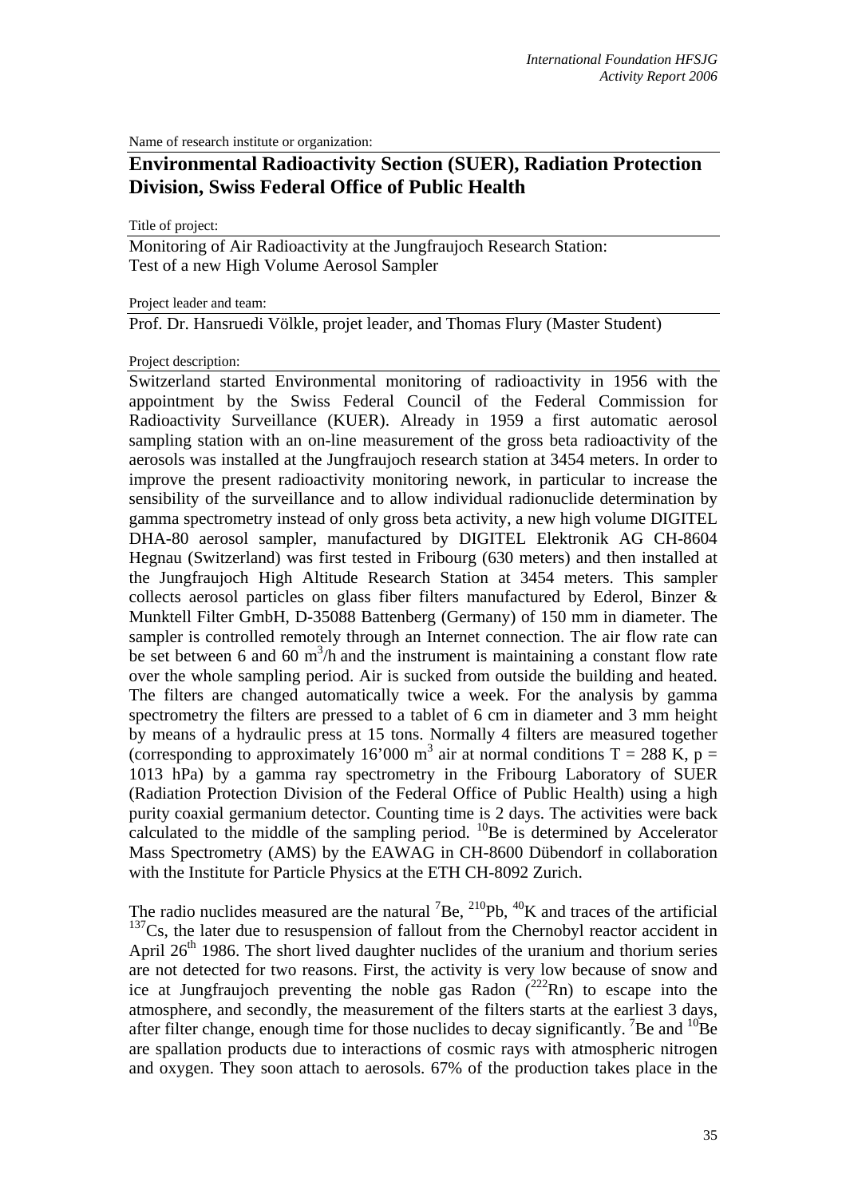Name of research institute or organization:

# Environmental Radioactivity Section (SUER), Radiation Protection Division, Swiss Federal Office of Public Health

Title of project:

Monitoring of Air Radioactivity at the Jungfraujoch Research Station: Test of a new High Volume Aerosol Sampler

Project leader and team:

Prof. Dr. Hansruedi Völkle, projet leader, and Thomas Flury (Master Student)

Project description:

Switzerland started Environmental monitoring of radioactivity in 1956 with the appointment by the Swiss Federal Council of the Federal Commission for Radioactivity Surveillance (KUER). Already in 1959 a first automatic aerosol sampling station with an on-line measurement of the gross beta radioactivity of the aerosols was installed at the Jungfraujoch research station at 3454 meters. In order to improve the present radioactivity monitoring nework, in particular to increase the sensibility of the surveillance and to allow individual radionuclide determination by gamma spectrometry instead of only gross beta activity, a new high volume DIGITEL DHA-80 aerosol sampler, manufactured by DIGITEL Elektronik AG CH-8604 Hegnau (Switzerland) was first tested in Fribourg (630 meters) and then installed at the Jungfraujoch High Altitude Research Station at 3454 meters. This sampler collects aerosol particles on glass fiber filters manufactured by Ederol, Binzer & Munktell Filter GmbH, D-35088 Battenberg (Germany) of 150 mm in diameter. The sampler is controlled remotely through an Internet connection. The air flow rate can be set between 6 and 60 $m^3$/h and the instrument is maintaining a constant flow rate over the whole sampling period. Air is sucked from outside the building and heated. The filters are changed automatically twice a week. For the analysis by gamma spectrometry the filters are pressed to a tablet of 6 cm in diameter and 3 mm height by means of a hydraulic press at 15 tons. Normally 4 filters are measured together (corresponding to approximately 16'000 $m^3$ air at normal conditions T = 288 K, p = 1013 hPa) by a gamma ray spectrometry in the Fribourg Laboratory of SUER (Radiation Protection Division of the Federal Office of Public Health) using a high purity coaxial germanium detector. Counting time is 2 days. The activities were back calculated to the middle of the sampling period. $^{10}$Be is determined by Accelerator Mass Spectrometry (AMS) by the EAWAG in CH-8600 Dübendorf in collaboration with the Institute for Particle Physics at the ETH CH-8092 Zurich.

The radio nuclides measured are the natural $^{7}$Be, $^{210}$Pb, $^{40}$K and traces of the artificial $^{137}$Cs, the later due to resuspension of fallout from the Chernobyl reactor accident in April 26$^{th}$ 1986. The short lived daughter nuclides of the uranium and thorium series are not detected for two reasons. First, the activity is very low because of snow and ice at Jungfraujoch preventing the noble gas Radon ($^{222}$Rn) to escape into the atmosphere, and secondly, the measurement of the filters starts at the earliest 3 days, after filter change, enough time for those nuclides to decay significantly. $^{7}$Be and $^{10}$Be are spallation products due to interactions of cosmic rays with atmospheric nitrogen and oxygen. They soon attach to aerosols. 67% of the production takes place in the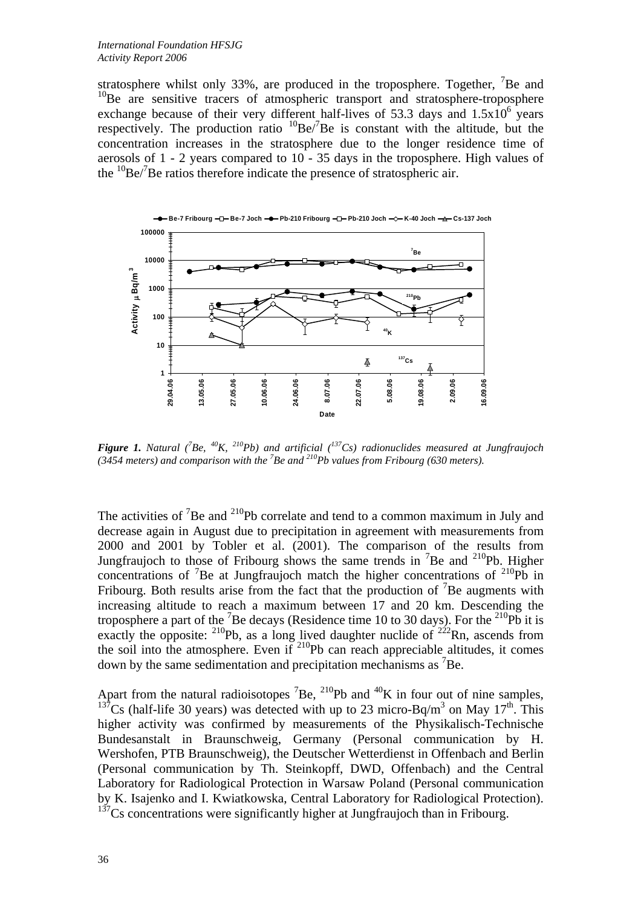stratosphere whilst only 33%, are produced in the troposphere. Together, $^{7}$Be and $^{10}$Be are sensitive tracers of atmospheric transport and stratosphere-troposphere exchange because of their very different half-lives of 53.3 days and $1.5 \times 10^{6}$ years respectively. The production ratio $^{10}$Be/$^{7}$Be is constant with the altitude, but the concentration increases in the stratosphere due to the longer residence time of aerosols of 1 - 2 years compared to 10 - 35 days in the troposphere. High values of the $^{10}$Be/$^{7}$Be ratios therefore indicate the presence of stratospheric air.

***Figure 1.*** *Natural ($^{7}$Be, $^{40}$K, $^{210}$Pb) and artificial ($^{137}$Cs) radionuclides measured at Jungfraujoch (3454 meters) and comparison with the $^{7}$Be and $^{210}$Pb values from Fribourg (630 meters).*

The activities of $^{7}$Be and $^{210}$Pb correlate and tend to a common maximum in July and decrease again in August due to precipitation in agreement with measurements from 2000 and 2001 by Tobler et al. (2001). The comparison of the results from Jungfraujoch to those of Fribourg shows the same trends in $^{7}$Be and $^{210}$Pb. Higher concentrations of $^{7}$Be at Jungfraujoch match the higher concentrations of $^{210}$Pb in Fribourg. Both results arise from the fact that the production of $^{7}$Be augments with increasing altitude to reach a maximum between 17 and 20 km. Descending the troposphere a part of the $^{7}$Be decays (Residence time 10 to 30 days). For the $^{210}$Pb it is exactly the opposite: $^{210}$Pb, as a long lived daughter nuclide of $^{222}$Rn, ascends from the soil into the atmosphere. Even if $^{210}$Pb can reach appreciable altitudes, it comes down by the same sedimentation and precipitation mechanisms as $^{7}$Be.

Apart from the natural radioisotopes $^{7}$Be, $^{210}$Pb and $^{40}$K in four out of nine samples, $^{137}$Cs (half-life 30 years) was detected with up to 23 micro-Bq/m$^{3}$ on May 17$^{th}$. This higher activity was confirmed by measurements of the Physikalisch-Technische Bundesanstalt in Braunschweig, Germany (Personal communication by H. Wershofen, PTB Braunschweig), the Deutscher Wetterdienst in Offenbach and Berlin (Personal communication by Th. Steinkopff, DWD, Offenbach) and the Central Laboratory for Radiological Protection in Warsaw Poland (Personal communication by K. Isajenko and I. Kwiatkowska, Central Laboratory for Radiological Protection). $^{137}$Cs concentrations were significantly higher at Jungfraujoch than in Fribourg.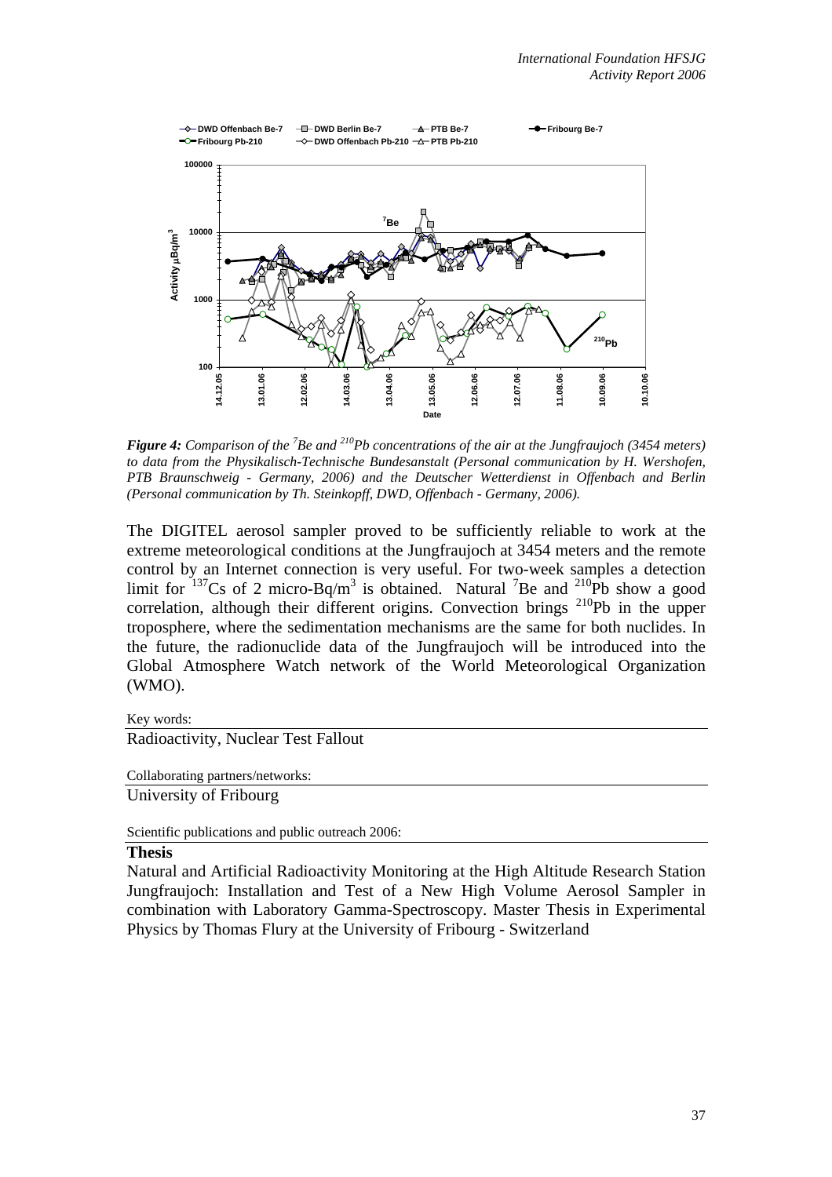***Figure 4:*** *Comparison of the $^{7}Be$ and $^{210}Pb$ concentrations of the air at the Jungfraujoch (3454 meters) to data from the Physikalisch-Technische Bundesanstalt (Personal communication by H. Wershofen, PTB Braunschweig - Germany, 2006) and the Deutscher Wetterdienst in Offenbach and Berlin (Personal communication by Th. Steinkopff, DWD, Offenbach - Germany, 2006).*

The DIGITEL aerosol sampler proved to be sufficiently reliable to work at the extreme meteorological conditions at the Jungfraujoch at 3454 meters and the remote control by an Internet connection is very useful. For two-week samples a detection limit for $^{137}Cs$ of 2 micro-Bq/m$^3$ is obtained. Natural $^{7}Be$ and $^{210}Pb$ show a good correlation, although their different origins. Convection brings $^{210}Pb$ in the upper troposphere, where the sedimentation mechanisms are the same for both nuclides. In the future, the radionuclide data of the Jungfraujoch will be introduced into the Global Atmosphere Watch network of the World Meteorological Organization (WMO).

Key words:

Radioactivity, Nuclear Test Fallout

Collaborating partners/networks:

University of Fribourg

Scientific publications and public outreach 2006:

**Thesis**

Natural and Artificial Radioactivity Monitoring at the High Altitude Research Station Jungfraujoch: Installation and Test of a New High Volume Aerosol Sampler in combination with Laboratory Gamma-Spectroscopy. Master Thesis in Experimental Physics by Thomas Flury at the University of Fribourg - Switzerland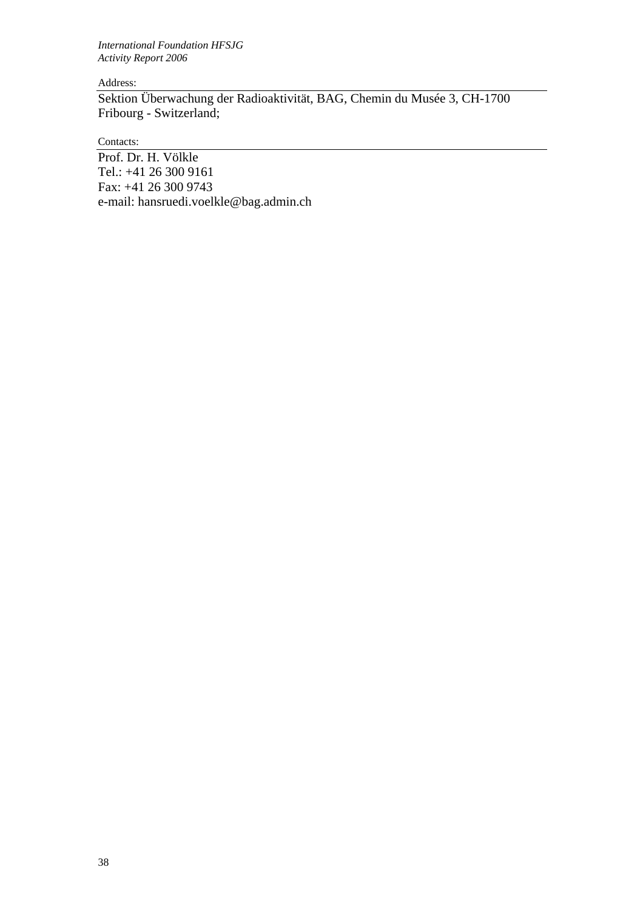Address:

Sektion Überwachung der Radioaktivität, BAG, Chemin du Musée 3, CH-1700 Fribourg - Switzerland;

Contacts:

Prof. Dr. H. Völkle
Tel.: +41 26 300 9161
Fax: +41 26 300 9743
e-mail: hansruedi.voelkle@bag.admin.ch